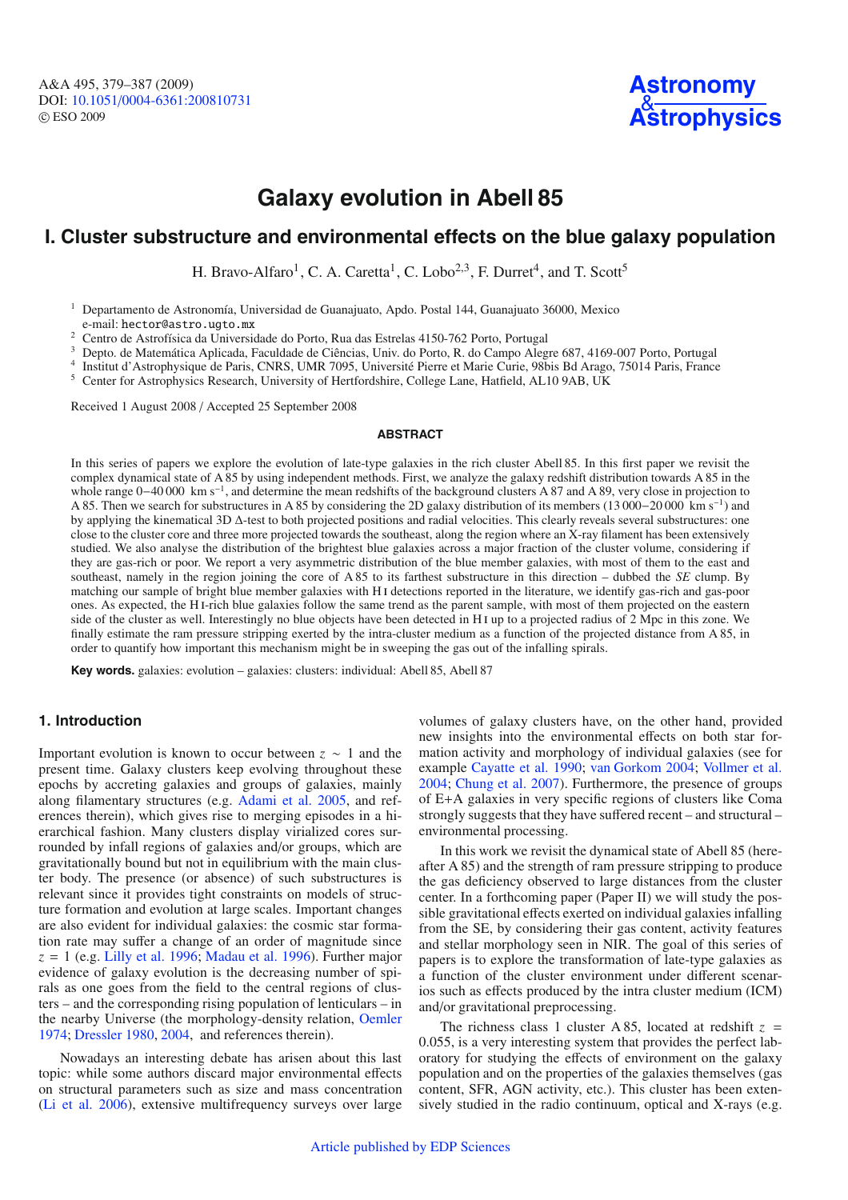# Galaxy evolution in Abell 85

## I. Cluster substructure and environmental effects on the blue galaxy population

H. Bravo-Alfaro[1], C. A. Caretta[1], C. Lobo[2,3], F. Durret[4], and T. Scott[5]

[1] Departamento de Astronomía, Universidad de Guanajuato, Apdo. Postal 144, Guanajuato 36000, Mexico
e-mail: hector@astro.ugto.mx

[2] Centro de Astrofísica da Universidade do Porto, Rua das Estrelas 4150-762 Porto, Portugal

[3] Depto. de Matemática Aplicada, Faculdade de Ciências, Univ. do Porto, R. do Campo Alegre 687, 4169-007 Porto, Portugal

[4] Institut d'Astrophysique de Paris, CNRS, UMR 7095, Université Pierre et Marie Curie, 98bis Bd Arago, 75014 Paris, France

[5] Center for Astrophysics Research, University of Hertfordshire, College Lane, Hatfield, AL10 9AB, UK

Received 1 August 2008 / Accepted 25 September 2008

### ABSTRACT

In this series of papers we explore the evolution of late-type galaxies in the rich cluster Abell 85. In this first paper we revisit the complex dynamical state of A 85 by using independent methods. First, we analyze the galaxy redshift distribution towards A 85 in the whole range $0-40\,000$ km s$^{-1}$, and determine the mean redshifts of the background clusters A 87 and A 89, very close in projection to A 85. Then we search for substructures in A 85 by considering the 2D galaxy distribution of its members ($13\,000-20\,000$ km s$^{-1}$) and by applying the kinematical 3D $\Delta$-test to both projected positions and radial velocities. This clearly reveals several substructures: one close to the cluster core and three more projected towards the southeast, along the region where an X-ray filament has been extensively studied. We also analyse the distribution of the brightest blue galaxies across a major fraction of the cluster volume, considering if they are gas-rich or poor. We report a very asymmetric distribution of the blue member galaxies, with most of them to the east and southeast, namely in the region joining the core of A 85 to its farthest substructure in this direction – dubbed the *SE* clump. By matching our sample of bright blue member galaxies with H I detections reported in the literature, we identify gas-rich and gas-poor ones. As expected, the H I-rich blue galaxies follow the same trend as the parent sample, with most of them projected on the eastern side of the cluster as well. Interestingly no blue objects have been detected in H I up to a projected radius of 2 Mpc in this zone. We finally estimate the ram pressure stripping exerted by the intra-cluster medium as a function of the projected distance from A 85, in order to quantify how important this mechanism might be in sweeping the gas out of the infalling spirals.

**Key words.** galaxies: evolution – galaxies: clusters: individual: Abell 85, Abell 87

## 1. Introduction

Important evolution is known to occur between $z \sim 1$ and the present time. Galaxy clusters keep evolving throughout these epochs by accreting galaxies and groups of galaxies, mainly along filamentary structures (e.g. Adami et al. 2005, and references therein), which gives rise to merging episodes in a hierarchical fashion. Many clusters display virialized cores surrounded by infall regions of galaxies and/or groups, which are gravitationally bound but not in equilibrium with the main cluster body. The presence (or absence) of such substructures is relevant since it provides tight constraints on models of structure formation and evolution at large scales. Important changes are also evident for individual galaxies: the cosmic star formation rate may suffer a change of an order of magnitude since $z = 1$ (e.g. Lilly et al. 1996; Madau et al. 1996). Further major evidence of galaxy evolution is the decreasing number of spirals as one goes from the field to the central regions of clusters – and the corresponding rising population of lenticulars – in the nearby Universe (the morphology-density relation, Oemler 1974; Dressler 1980, 2004, and references therein).

Nowadays an interesting debate has arisen about this last topic: while some authors discard major environmental effects on structural parameters such as size and mass concentration (Li et al. 2006), extensive multifrequency surveys over large volumes of galaxy clusters have, on the other hand, provided new insights into the environmental effects on both star formation activity and morphology of individual galaxies (see for example Cayatte et al. 1990; van Gorkom 2004; Vollmer et al. 2004; Chung et al. 2007). Furthermore, the presence of groups of E+A galaxies in very specific regions of clusters like Coma strongly suggests that they have suffered recent – and structural – environmental processing.

In this work we revisit the dynamical state of Abell 85 (hereafter A 85) and the strength of ram pressure stripping to produce the gas deficiency observed to large distances from the cluster center. In a forthcoming paper (Paper II) we will study the possible gravitational effects exerted on individual galaxies infalling from the SE, by considering their gas content, activity features and stellar morphology seen in NIR. The goal of this series of papers is to explore the transformation of late-type galaxies as a function of the cluster environment under different scenarios such as effects produced by the intra cluster medium (ICM) and/or gravitational preprocessing.

The richness class 1 cluster A 85, located at redshift $z = 0.055$, is a very interesting system that provides the perfect laboratory for studying the effects of environment on the galaxy population and on the properties of the galaxies themselves (gas content, SFR, AGN activity, etc.). This cluster has been extensively studied in the radio continuum, optical and X-rays (e.g.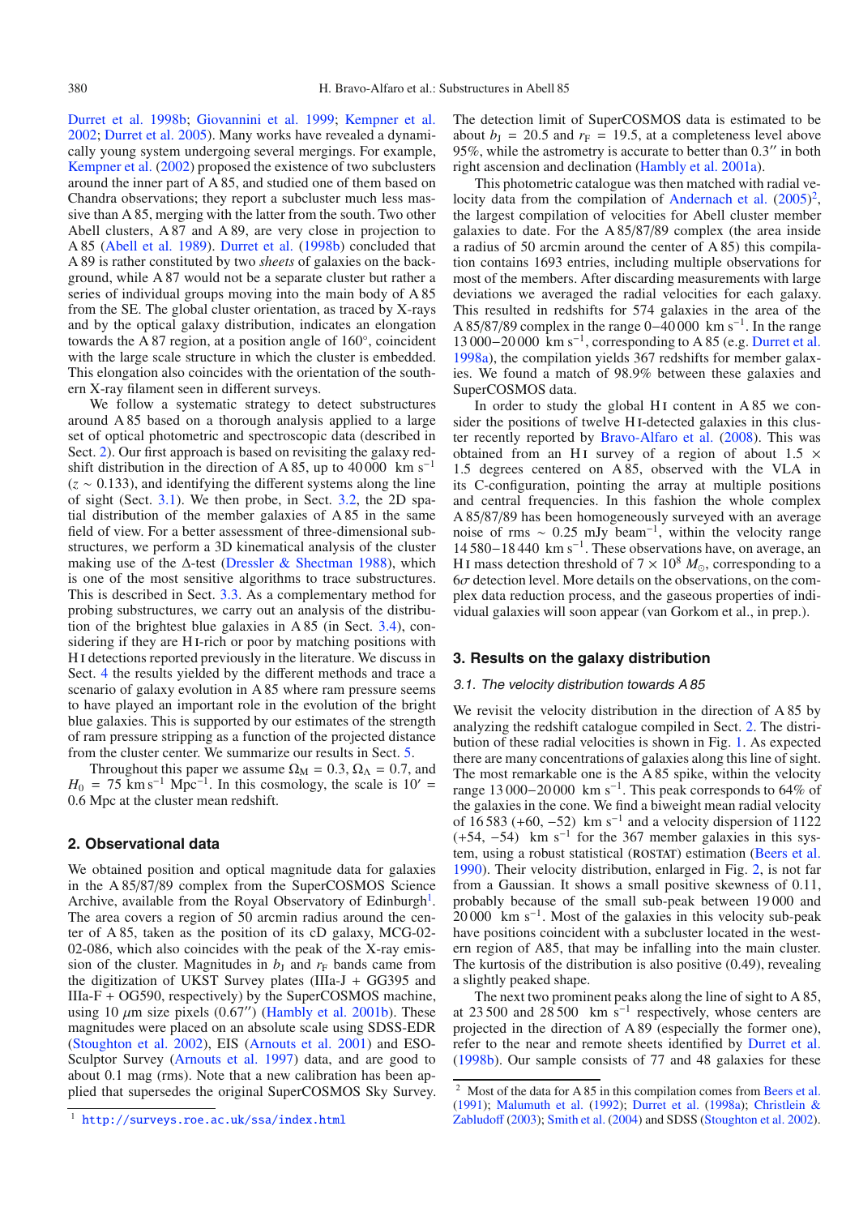Durret et al. 1998b; Giovannini et al. 1999; Kempner et al. 2002; Durret et al. 2005). Many works have revealed a dynamically young system undergoing several mergings. For example, Kempner et al. (2002) proposed the existence of two subclusters around the inner part of A 85, and studied one of them based on Chandra observations; they report a subcluster much less massive than A 85, merging with the latter from the south. Two other Abell clusters, A 87 and A 89, are very close in projection to A 85 (Abell et al. 1989). Durret et al. (1998b) concluded that A 89 is rather constituted by two *sheets* of galaxies on the background, while A 87 would not be a separate cluster but rather a series of individual groups moving into the main body of A 85 from the SE. The global cluster orientation, as traced by X-rays and by the optical galaxy distribution, indicates an elongation towards the A 87 region, at a position angle of 160°, coincident with the large scale structure in which the cluster is embedded. This elongation also coincides with the orientation of the southern X-ray filament seen in different surveys.

We follow a systematic strategy to detect substructures around A 85 based on a thorough analysis applied to a large set of optical photometric and spectroscopic data (described in Sect. 2). Our first approach is based on revisiting the galaxy redshift distribution in the direction of A 85, up to 40 000 km s$^{-1}$ ($z \sim 0.133$), and identifying the different systems along the line of sight (Sect. 3.1). We then probe, in Sect. 3.2, the 2D spatial distribution of the member galaxies of A 85 in the same field of view. For a better assessment of three-dimensional substructures, we perform a 3D kinematical analysis of the cluster making use of the $\Delta$-test (Dressler & Shectman 1988), which is one of the most sensitive algorithms to trace substructures. This is described in Sect. 3.3. As a complementary method for probing substructures, we carry out an analysis of the distribution of the brightest blue galaxies in A 85 (in Sect. 3.4), considering if they are H I-rich or poor by matching positions with H I detections reported previously in the literature. We discuss in Sect. 4 the results yielded by the different methods and trace a scenario of galaxy evolution in A 85 where ram pressure seems to have played an important role in the evolution of the bright blue galaxies. This is supported by our estimates of the strength of ram pressure stripping as a function of the projected distance from the cluster center. We summarize our results in Sect. 5.

Throughout this paper we assume $\Omega_M = 0.3$, $\Omega_\Lambda = 0.7$, and $H_0 = 75$ km s$^{-1}$ Mpc$^{-1}$. In this cosmology, the scale is 10′ = 0.6 Mpc at the cluster mean redshift.

## 2. Observational data

We obtained position and optical magnitude data for galaxies in the A 85/87/89 complex from the SuperCOSMOS Science Archive, available from the Royal Observatory of Edinburgh[1]. The area covers a region of 50 arcmin radius around the center of A 85, taken as the position of its cD galaxy, MCG-02-02-086, which also coincides with the peak of the X-ray emission of the cluster. Magnitudes in $b_J$ and $r_F$ bands came from the digitization of UKST Survey plates (IIIa-J + GG395 and IIIa-F + OG590, respectively) by the SuperCOSMOS machine, using 10 $\mu$m size pixels (0.67″) (Hambly et al. 2001b). These magnitudes were placed on an absolute scale using SDSS-EDR (Stoughton et al. 2002), EIS (Arnouts et al. 2001) and ESO-Sculptor Survey (Arnouts et al. 1997) data, and are good to about 0.1 mag (rms). Note that a new calibration has been applied that supersedes the original SuperCOSMOS Sky Survey.

The detection limit of SuperCOSMOS data is estimated to be about $b_J = 20.5$ and $r_F = 19.5$, at a completeness level above 95%, while the astrometry is accurate to better than 0.3″ in both right ascension and declination (Hambly et al. 2001a).

This photometric catalogue was then matched with radial velocity data from the compilation of Andernach et al. (2005)[2], the largest compilation of velocities for Abell cluster member galaxies to date. For the A 85/87/89 complex (the area inside a radius of 50 arcmin around the center of A 85) this compilation contains 1693 entries, including multiple observations for most of the members. After discarding measurements with large deviations we averaged the radial velocities for each galaxy. This resulted in redshifts for 574 galaxies in the area of the A 85/87/89 complex in the range 0–40 000 km s$^{-1}$. In the range 13 000–20 000 km s$^{-1}$, corresponding to A 85 (e.g. Durret et al. 1998a), the compilation yields 367 redshifts for member galaxies. We found a match of 98.9% between these galaxies and SuperCOSMOS data.

In order to study the global H I content in A 85 we consider the positions of twelve H I-detected galaxies in this cluster recently reported by Bravo-Alfaro et al. (2008). This was obtained from an H I survey of a region of about 1.5 × 1.5 degrees centered on A 85, observed with the VLA in its C-configuration, pointing the array at multiple positions and central frequencies. In this fashion the whole complex A 85/87/89 has been homogeneously surveyed with an average noise of rms ∼ 0.25 mJy beam$^{-1}$, within the velocity range 14 580–18 440 km s$^{-1}$. These observations have, on average, an H I mass detection threshold of $7 \times 10^8$ $M_\odot$, corresponding to a 6$\sigma$ detection level. More details on the observations, on the complex data reduction process, and the gaseous properties of individual galaxies will soon appear (van Gorkom et al., in prep.).

## 3. Results on the galaxy distribution

### 3.1. The velocity distribution towards A 85

We revisit the velocity distribution in the direction of A 85 by analyzing the redshift catalogue compiled in Sect. 2. The distribution of these radial velocities is shown in Fig. 1. As expected there are many concentrations of galaxies along this line of sight. The most remarkable one is the A 85 spike, within the velocity range 13 000–20 000 km s$^{-1}$. This peak corresponds to 64% of the galaxies in the cone. We find a biweight mean radial velocity of 16 583 (+60, −52) km s$^{-1}$ and a velocity dispersion of 1122 (+54, −54) km s$^{-1}$ for the 367 member galaxies in this system, using a robust statistical (ROSTAT) estimation (Beers et al. 1990). Their velocity distribution, enlarged in Fig. 2, is not far from a Gaussian. It shows a small positive skewness of 0.11, probably because of the small sub-peak between 19 000 and 20 000 km s$^{-1}$. Most of the galaxies in this velocity sub-peak have positions coincident with a subcluster located in the western region of A85, that may be infalling into the main cluster. The kurtosis of the distribution is also positive (0.49), revealing a slightly peaked shape.

The next two prominent peaks along the line of sight to A 85, at 23 500 and 28 500 km s$^{-1}$ respectively, whose centers are projected in the direction of A 89 (especially the former one), refer to the near and remote sheets identified by Durret et al. (1998b). Our sample consists of 77 and 48 galaxies for these

[1] http://surveys.roe.ac.uk/ssa/index.html

[2] Most of the data for A 85 in this compilation comes from Beers et al. (1991); Malumuth et al. (1992); Durret et al. (1998a); Christlein & Zabludoff (2003); Smith et al. (2004) and SDSS (Stoughton et al. 2002).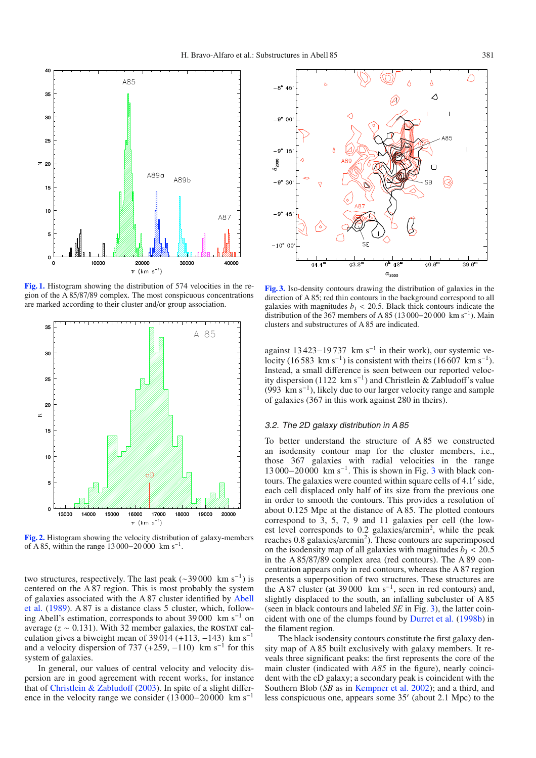Fig. 1. Histogram showing the distribution of 574 velocities in the region of the A 85/87/89 complex. The most conspicuous concentrations are marked according to their cluster and/or group association.

Fig. 2. Histogram showing the velocity distribution of galaxy-members of A 85, within the range 13 000–20 000 km s$^{-1}$.

two structures, respectively. The last peak (∼39 000 km s$^{-1}$) is centered on the A 87 region. This is most probably the system of galaxies associated with the A 87 cluster identified by Abell et al. (1989). A 87 is a distance class 5 cluster, which, following Abell's estimation, corresponds to about 39 000 km s$^{-1}$ on average ($z \sim 0.131$). With 32 member galaxies, the ROSTAT calculation gives a biweight mean of 39 014 (+113, −143) km s$^{-1}$ and a velocity dispersion of 737 (+259, −110) km s$^{-1}$ for this system of galaxies.

In general, our values of central velocity and velocity dispersion are in good agreement with recent works, for instance that of Christlein & Zabludoff (2003). In spite of a slight difference in the velocity range we consider (13 000–20 000 km s$^{-1}$ against 13 423–19 737 km s$^{-1}$ in their work), our systemic velocity (16 583 km s$^{-1}$) is consistent with theirs (16 607 km s$^{-1}$). Instead, a small difference is seen between our reported velocity dispersion (1122 km s$^{-1}$) and Christlein & Zabludoff's value (993 km s$^{-1}$), likely due to our larger velocity range and sample of galaxies (367 in this work against 280 in theirs).

Fig. 3. Iso-density contours drawing the distribution of galaxies in the direction of A 85; red thin contours in the background correspond to all galaxies with magnitudes $b_J < 20.5$. Black thick contours indicate the distribution of the 367 members of A 85 (13 000–20 000 km s$^{-1}$). Main clusters and substructures of A 85 are indicated.

### 3.2. The 2D galaxy distribution in A 85

To better understand the structure of A 85 we constructed an isodensity contour map for the cluster members, i.e., those 367 galaxies with radial velocities in the range 13 000–20 000 km s$^{-1}$. This is shown in Fig. 3 with black contours. The galaxies were counted within square cells of 4.1′ side, each cell displaced only half of its size from the previous one in order to smooth the contours. This provides a resolution of about 0.125 Mpc at the distance of A 85. The plotted contours correspond to 3, 5, 7, 9 and 11 galaxies per cell (the lowest level corresponds to 0.2 galaxies/arcmin$^2$, while the peak reaches 0.8 galaxies/arcmin$^2$). These contours are superimposed on the isodensity map of all galaxies with magnitudes $b_J < 20.5$ in the A 85/87/89 complex area (red contours). The A 89 concentration appears only in red contours, whereas the A 87 region presents a superposition of two structures. These structures are the A 87 cluster (at 39 000 km s$^{-1}$, seen in red contours) and, slightly displaced to the south, an infalling subcluster of A 85 (seen in black contours and labeled *SE* in Fig. 3), the latter coincident with one of the clumps found by Durret et al. (1998b) in the filament region.

The black isodensity contours constitute the first galaxy density map of A 85 built exclusively with galaxy members. It reveals three significant peaks: the first represents the core of the main cluster (indicated with *A85* in the figure), nearly coincident with the cD galaxy; a secondary peak is coincident with the Southern Blob (*SB* as in Kempner et al. 2002); and a third, and less conspicuous one, appears some 35′ (about 2.1 Mpc) to the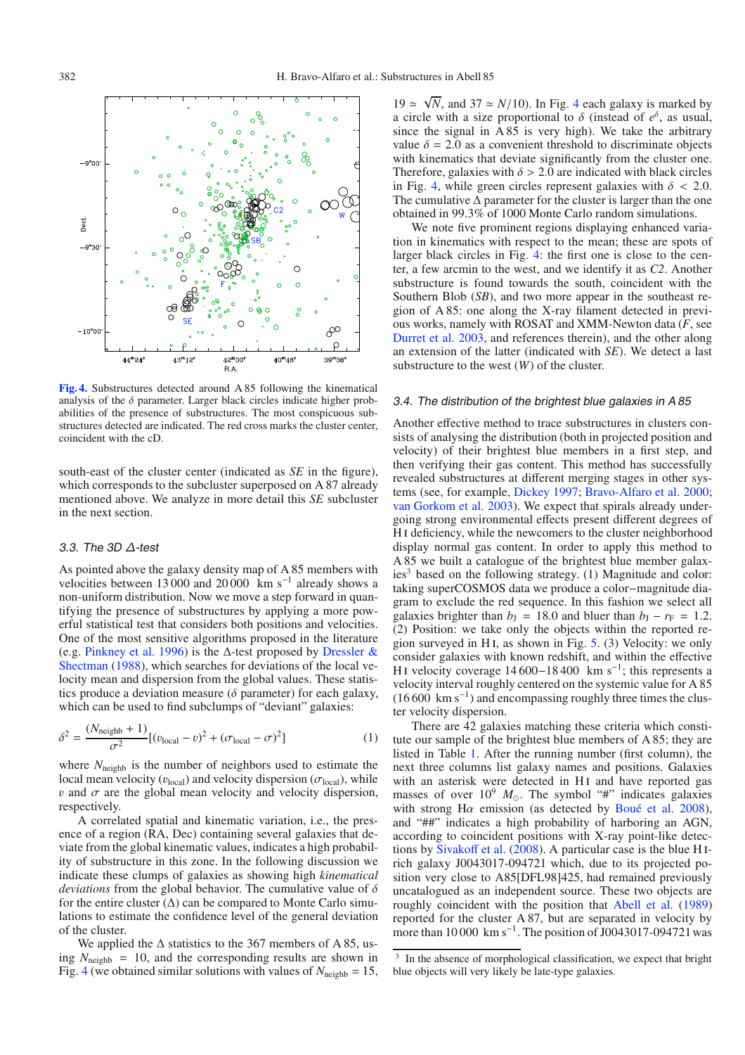Fig. 4. Substructures detected around A 85 following the kinematical analysis of the $\delta$ parameter. Larger black circles indicate higher probabilities of the presence of substructures. The most conspicuous substructures detected are indicated. The red cross marks the cluster center, coincident with the cD.

south-east of the cluster center (indicated as *SE* in the figure), which corresponds to the subcluster superposed on A 87 already mentioned above. We analyze in more detail this *SE* subcluster in the next section.

### 3.3. The 3D Δ-test

As pointed above the galaxy density map of A 85 members with velocities between 13 000 and 20 000 km s$^{-1}$ already shows a non-uniform distribution. Now we move a step forward in quantifying the presence of substructures by applying a more powerful statistical test that considers both positions and velocities. One of the most sensitive algorithms proposed in the literature (e.g. Pinkney et al. 1996) is the Δ-test proposed by Dressler & Shectman (1988), which searches for deviations of the local velocity mean and dispersion from the global values. These statistics produce a deviation measure ($\delta$ parameter) for each galaxy, which can be used to find subclumps of "deviant" galaxies:

$$\delta^2 = \frac{(N_{\rm neighb} + 1)}{\sigma^2}[(v_{\rm local} - v)^2 + (\sigma_{\rm local} - \sigma)^2] \quad (1)$$

where $N_{\rm neighb}$ is the number of neighbors used to estimate the local mean velocity ($v_{\rm local}$) and velocity dispersion ($\sigma_{\rm local}$), while $v$ and $\sigma$ are the global mean velocity and velocity dispersion, respectively.

A correlated spatial and kinematic variation, i.e., the presence of a region (RA, Dec) containing several galaxies that deviate from the global kinematic values, indicates a high probability of substructure in this zone. In the following discussion we indicate these clumps of galaxies as showing high *kinematical deviations* from the global behavior. The cumulative value of $\delta$ for the entire cluster (Δ) can be compared to Monte Carlo simulations to estimate the confidence level of the general deviation of the cluster.

We applied the Δ statistics to the 367 members of A 85, using $N_{\rm neighb} = 10$, and the corresponding results are shown in Fig. 4 (we obtained similar solutions with values of $N_{\rm neighb} = 15$, $19 \simeq \sqrt{N}$, and $37 \simeq N/10$). In Fig. 4 each galaxy is marked by a circle with a size proportional to $\delta$ (instead of $e^{\delta}$, as usual, since the signal in A 85 is very high). We take the arbitrary value $\delta = 2.0$ as a convenient threshold to discriminate objects with kinematics that deviate significantly from the cluster one. Therefore, galaxies with $\delta > 2.0$ are indicated with black circles in Fig. 4, while green circles represent galaxies with $\delta < 2.0$. The cumulative Δ parameter for the cluster is larger than the one obtained in 99.3% of 1000 Monte Carlo random simulations.

We note five prominent regions displaying enhanced variation in kinematics with respect to the mean; these are spots of larger black circles in Fig. 4: the first one is close to the center, a few arcmin to the west, and we identify it as *C2*. Another substructure is found towards the south, coincident with the Southern Blob (*SB*), and two more appear in the southeast region of A 85: one along the X-ray filament detected in previous works, namely with ROSAT and XMM-Newton data (*F*, see Durret et al. 2003, and references therein), and the other along an extension of the latter (indicated with *SE*). We detect a last substructure to the west (*W*) of the cluster.

### 3.4. The distribution of the brightest blue galaxies in A 85

Another effective method to trace substructures in clusters consists of analysing the distribution (both in projected position and velocity) of their brightest blue members in a first step, and then verifying their gas content. This method has successfully revealed substructures at different merging stages in other systems (see, for example, Dickey 1997; Bravo-Alfaro et al. 2000; van Gorkom et al. 2003). We expect that spirals already undergoing strong environmental effects present different degrees of H I deficiency, while the newcomers to the cluster neighborhood display normal gas content. In order to apply this method to A 85 we built a catalogue of the brightest blue member galaxies[3] based on the following strategy. (1) Magnitude and color: taking superCOSMOS data we produce a color−magnitude diagram to exclude the red sequence. In this fashion we select all galaxies brighter than $b_{\rm J} = 18.0$ and bluer than $b_{\rm J} - r_{\rm F} = 1.2$. (2) Position: we take only the objects within the reported region surveyed in H I, as shown in Fig. 5. (3) Velocity: we only consider galaxies with known redshift, and within the effective H I velocity coverage 14 600−18 400 km s$^{-1}$; this represents a velocity interval roughly centered on the systemic value for A 85 (16 600 km s$^{-1}$) and encompassing roughly three times the cluster velocity dispersion.

There are 42 galaxies matching these criteria which constitute our sample of the brightest blue members of A 85; they are listed in Table 1. After the running number (first column), the next three columns list galaxy names and positions. Galaxies with an asterisk were detected in H I and have reported gas masses of over $10^9$ $M_{\odot}$. The symbol "#" indicates galaxies with strong H$\alpha$ emission (as detected by Boué et al. 2008), and "##" indicates a high probability of harboring an AGN, according to coincident positions with X-ray point-like detections by Sivakoff et al. (2008). A particular case is the blue H I-rich galaxy J0043017-094721 which, due to its projected position very close to A85[DFL98]425, had remained previously uncatalogued as an independent source. These two objects are roughly coincident with the position that Abell et al. (1989) reported for the cluster A 87, but are separated in velocity by more than 10 000 km s$^{-1}$. The position of J0043017-094721 was

[3] In the absence of morphological classification, we expect that bright blue objects will very likely be late-type galaxies.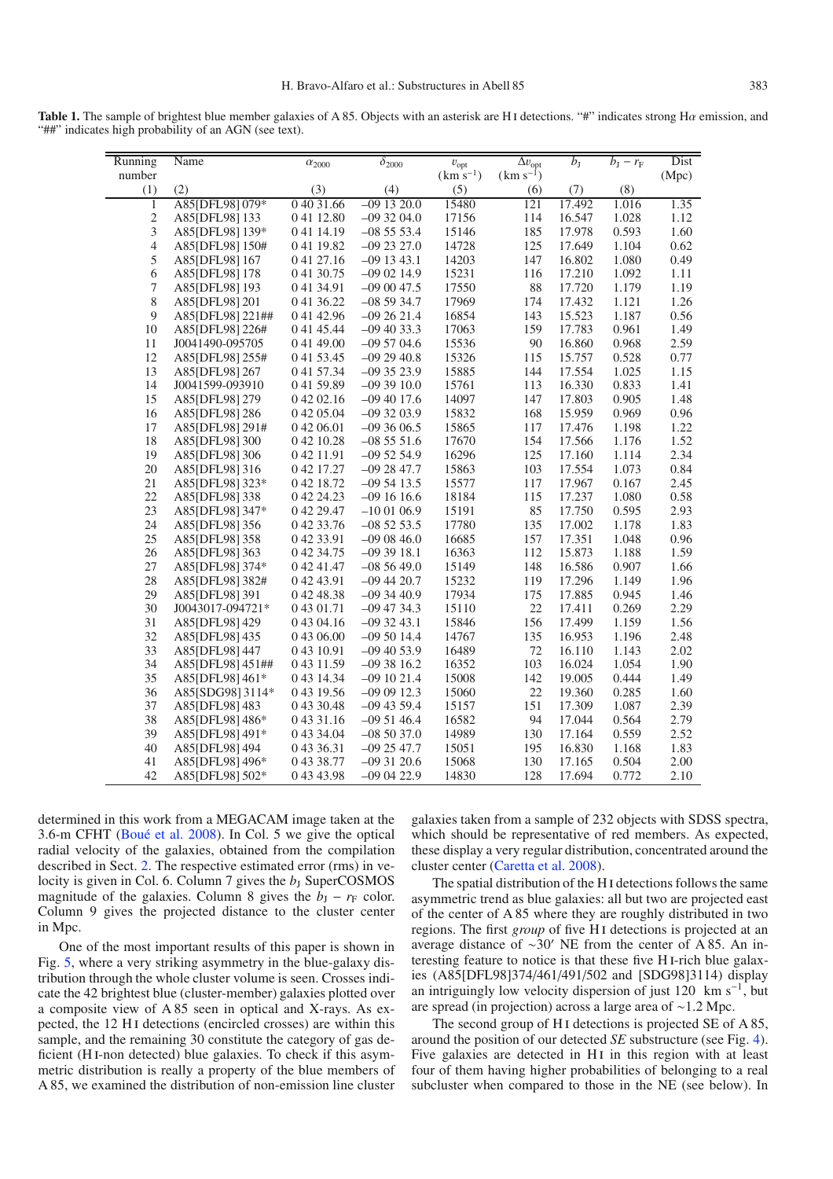**Table 1.** The sample of brightest blue member galaxies of A 85. Objects with an asterisk are H I detections. "#" indicates strong Hα emission, and "##" indicates high probability of an AGN (see text).

| Running number | Name | $\alpha_{2000}$ | $\delta_{2000}$ | $v_{\rm opt}$ (km s$^{-1}$) | $\Delta v_{\rm opt}$ (km s$^{-1}$) | $b_{\rm J}$ | $b_{\rm J} - r_{\rm F}$ | Dist (Mpc) |
|---|---|---|---|---|---|---|---|---|
| (1) | (2) | (3) | (4) | (5) | (6) | (7) | (8) | |
| 1 | A85[DFL98] 079* | 0 40 31.66 | −09 13 20.0 | 15480 | 121 | 17.492 | 1.016 | 1.35 |
| 2 | A85[DFL98] 133 | 0 41 12.80 | −09 32 04.0 | 17156 | 114 | 16.547 | 1.028 | 1.12 |
| 3 | A85[DFL98] 139* | 0 41 14.19 | −08 55 53.4 | 15146 | 185 | 17.978 | 0.593 | 1.60 |
| 4 | A85[DFL98] 150# | 0 41 19.82 | −09 23 27.0 | 14728 | 125 | 17.649 | 1.104 | 0.62 |
| 5 | A85[DFL98] 167 | 0 41 27.16 | −09 13 43.1 | 14203 | 147 | 16.802 | 1.080 | 0.49 |
| 6 | A85[DFL98] 178 | 0 41 30.75 | −09 02 14.9 | 15231 | 116 | 17.210 | 1.092 | 1.11 |
| 7 | A85[DFL98] 193 | 0 41 34.91 | −09 00 47.5 | 17550 | 88 | 17.720 | 1.179 | 1.19 |
| 8 | A85[DFL98] 201 | 0 41 36.22 | −08 59 34.7 | 17969 | 174 | 17.432 | 1.121 | 1.26 |
| 9 | A85[DFL98] 221## | 0 41 42.96 | −09 26 21.4 | 16854 | 143 | 15.523 | 1.187 | 0.56 |
| 10 | A85[DFL98] 226# | 0 41 45.44 | −09 40 33.3 | 17063 | 159 | 17.783 | 0.961 | 1.49 |
| 11 | J0041490-095705 | 0 41 49.00 | −09 57 04.6 | 15536 | 90 | 16.860 | 0.968 | 2.59 |
| 12 | A85[DFL98] 255# | 0 41 53.45 | −09 29 40.8 | 15326 | 115 | 15.757 | 0.528 | 0.77 |
| 13 | A85[DFL98] 267 | 0 41 57.34 | −09 35 23.9 | 15885 | 144 | 17.554 | 1.025 | 1.15 |
| 14 | J0041599-093910 | 0 41 59.89 | −09 39 10.0 | 15761 | 113 | 16.330 | 0.833 | 1.41 |
| 15 | A85[DFL98] 279 | 0 42 02.16 | −09 40 17.6 | 14097 | 147 | 17.803 | 0.905 | 1.48 |
| 16 | A85[DFL98] 286 | 0 42 05.04 | −09 32 03.9 | 15832 | 168 | 15.959 | 0.969 | 0.96 |
| 17 | A85[DFL98] 291# | 0 42 06.01 | −09 36 06.5 | 15865 | 117 | 17.476 | 1.198 | 1.22 |
| 18 | A85[DFL98] 300 | 0 42 10.28 | −08 55 51.6 | 17670 | 154 | 17.566 | 1.176 | 1.52 |
| 19 | A85[DFL98] 306 | 0 42 11.91 | −09 52 54.9 | 16296 | 125 | 17.160 | 1.114 | 2.34 |
| 20 | A85[DFL98] 316 | 0 42 17.27 | −09 28 47.7 | 15863 | 103 | 17.554 | 1.073 | 0.84 |
| 21 | A85[DFL98] 323* | 0 42 18.72 | −09 54 13.5 | 15577 | 117 | 17.967 | 0.167 | 2.45 |
| 22 | A85[DFL98] 338 | 0 42 24.23 | −09 16 16.6 | 18184 | 115 | 17.237 | 1.080 | 0.58 |
| 23 | A85[DFL98] 347* | 0 42 29.47 | −10 01 06.9 | 15191 | 85 | 17.750 | 0.595 | 2.93 |
| 24 | A85[DFL98] 356 | 0 42 33.76 | −08 52 53.5 | 17780 | 135 | 17.002 | 1.178 | 1.83 |
| 25 | A85[DFL98] 358 | 0 42 33.91 | −09 08 46.0 | 16685 | 157 | 17.351 | 1.048 | 0.96 |
| 26 | A85[DFL98] 363 | 0 42 34.75 | −09 39 18.1 | 16363 | 112 | 15.873 | 1.188 | 1.59 |
| 27 | A85[DFL98] 374* | 0 42 41.47 | −08 56 49.0 | 15149 | 148 | 16.586 | 0.907 | 1.66 |
| 28 | A85[DFL98] 382# | 0 42 43.91 | −09 44 20.7 | 15232 | 119 | 17.296 | 1.149 | 1.96 |
| 29 | A85[DFL98] 391 | 0 42 48.38 | −09 34 40.9 | 17934 | 175 | 17.885 | 0.945 | 1.46 |
| 30 | J0043017-094721* | 0 43 01.71 | −09 47 34.3 | 15110 | 22 | 17.411 | 0.269 | 2.29 |
| 31 | A85[DFL98] 429 | 0 43 04.16 | −09 32 43.1 | 15846 | 156 | 17.499 | 1.159 | 1.56 |
| 32 | A85[DFL98] 435 | 0 43 06.00 | −09 50 14.4 | 14767 | 135 | 16.953 | 1.196 | 2.48 |
| 33 | A85[DFL98] 447 | 0 43 10.91 | −09 40 53.9 | 16489 | 72 | 16.110 | 1.143 | 2.02 |
| 34 | A85[DFL98] 451## | 0 43 11.59 | −09 38 16.2 | 16352 | 103 | 16.024 | 1.054 | 1.90 |
| 35 | A85[DFL98] 461* | 0 43 14.34 | −09 10 21.4 | 15008 | 142 | 19.005 | 0.444 | 1.49 |
| 36 | A85[SDG98] 3114* | 0 43 19.56 | −09 09 12.3 | 15060 | 22 | 19.360 | 0.285 | 1.60 |
| 37 | A85[DFL98] 483 | 0 43 30.48 | −09 43 59.4 | 15157 | 151 | 17.309 | 1.087 | 2.39 |
| 38 | A85[DFL98] 486* | 0 43 31.16 | −09 51 46.4 | 16582 | 94 | 17.044 | 0.564 | 2.79 |
| 39 | A85[DFL98] 491* | 0 43 34.04 | −08 50 37.0 | 14989 | 130 | 17.164 | 0.559 | 2.52 |
| 40 | A85[DFL98] 494 | 0 43 36.31 | −09 25 47.7 | 15051 | 195 | 16.830 | 1.168 | 1.83 |
| 41 | A85[DFL98] 496* | 0 43 38.77 | −09 31 20.6 | 15068 | 130 | 17.165 | 0.504 | 2.00 |
| 42 | A85[DFL98] 502* | 0 43 43.98 | −09 04 22.9 | 14830 | 128 | 17.694 | 0.772 | 2.10 |

determined in this work from a MEGACAM image taken at the 3.6-m CFHT (Boué et al. 2008). In Col. 5 we give the optical radial velocity of the galaxies, obtained from the compilation described in Sect. 2. The respective estimated error (rms) in velocity is given in Col. 6. Column 7 gives the $b_{\rm J}$ SuperCOSMOS magnitude of the galaxies. Column 8 gives the $b_{\rm J} - r_{\rm F}$ color. Column 9 gives the projected distance to the cluster center in Mpc.

One of the most important results of this paper is shown in Fig. 5, where a very striking asymmetry in the blue-galaxy distribution through the whole cluster volume is seen. Crosses indicate the 42 brightest blue (cluster-member) galaxies plotted over a composite view of A 85 seen in optical and X-rays. As expected, the 12 H I detections (encircled crosses) are within this sample, and the remaining 30 constitute the category of gas deficient (H I-non detected) blue galaxies. To check if this asymmetric distribution is really a property of the blue members of A 85, we examined the distribution of non-emission line cluster galaxies taken from a sample of 232 objects with SDSS spectra, which should be representative of red members. As expected, these display a very regular distribution, concentrated around the cluster center (Caretta et al. 2008).

The spatial distribution of the H I detections follows the same asymmetric trend as blue galaxies: all but two are projected east of the center of A 85 where they are roughly distributed in two regions. The first *group* of five H I detections is projected at an average distance of ∼30′ NE from the center of A 85. An interesting feature to notice is that these five H I-rich blue galaxies (A85[DFL98]374/461/491/502 and [SDG98]3114) display an intriguingly low velocity dispersion of just 120 km s$^{-1}$, but are spread (in projection) across a large area of ∼1.2 Mpc.

The second group of H I detections is projected SE of A 85, around the position of our detected *SE* substructure (see Fig. 4). Five galaxies are detected in H I in this region with at least four of them having higher probabilities of belonging to a real subcluster when compared to those in the NE (see below). In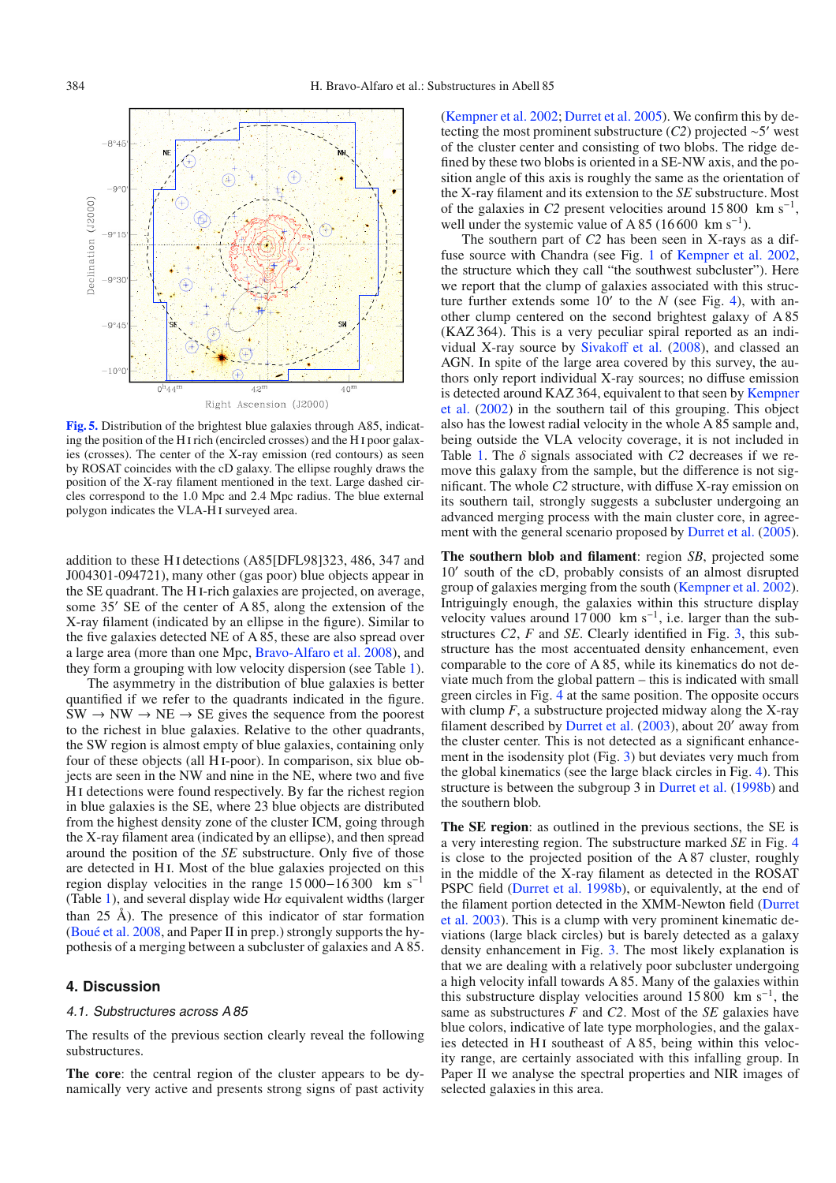Fig. 5. Distribution of the brightest blue galaxies through A85, indicating the position of the H I rich (encircled crosses) and the H I poor galaxies (crosses). The center of the X-ray emission (red contours) as seen by ROSAT coincides with the cD galaxy. The ellipse roughly draws the position of the X-ray filament mentioned in the text. Large dashed circles correspond to the 1.0 Mpc and 2.4 Mpc radius. The blue external polygon indicates the VLA-H I surveyed area.

addition to these H I detections (A85[DFL98]323, 486, 347 and J004301-094721), many other (gas poor) blue objects appear in the SE quadrant. The H I-rich galaxies are projected, on average, some 35′ SE of the center of A 85, along the extension of the X-ray filament (indicated by an ellipse in the figure). Similar to the five galaxies detected NE of A 85, these are also spread over a large area (more than one Mpc, Bravo-Alfaro et al. 2008), and they form a grouping with low velocity dispersion (see Table 1).

The asymmetry in the distribution of blue galaxies is better quantified if we refer to the quadrants indicated in the figure. SW → NW → NE → SE gives the sequence from the poorest to the richest in blue galaxies. Relative to the other quadrants, the SW region is almost empty of blue galaxies, containing only four of these objects (all H I-poor). In comparison, six blue objects are seen in the NW and nine in the NE, where two and five H I detections were found respectively. By far the richest region in blue galaxies is the SE, where 23 blue objects are distributed from the highest density zone of the cluster ICM, going through the X-ray filament area (indicated by an ellipse), and then spread around the position of the *SE* substructure. Only five of those are detected in H I. Most of the blue galaxies projected on this region display velocities in the range 15 000–16 300 km s$^{-1}$ (Table 1), and several display wide Hα equivalent widths (larger than 25 Å). The presence of this indicator of star formation (Boué et al. 2008, and Paper II in prep.) strongly supports the hypothesis of a merging between a subcluster of galaxies and A 85.

## 4. Discussion

### 4.1. Substructures across A 85

The results of the previous section clearly reveal the following substructures.

**The core**: the central region of the cluster appears to be dynamically very active and presents strong signs of past activity (Kempner et al. 2002; Durret et al. 2005). We confirm this by detecting the most prominent substructure (*C2*) projected ∼5′ west of the cluster center and consisting of two blobs. The ridge defined by these two blobs is oriented in a SE-NW axis, and the position angle of this axis is roughly the same as the orientation of the X-ray filament and its extension to the *SE* substructure. Most of the galaxies in *C2* present velocities around 15 800 km s$^{-1}$, well under the systemic value of A 85 (16 600 km s$^{-1}$).

The southern part of *C2* has been seen in X-rays as a diffuse source with Chandra (see Fig. 1 of Kempner et al. 2002, the structure which they call "the southwest subcluster"). Here we report that the clump of galaxies associated with this structure further extends some 10′ to the *N* (see Fig. 4), with another clump centered on the second brightest galaxy of A 85 (KAZ 364). This is a very peculiar spiral reported as an individual X-ray source by Sivakoff et al. (2008), and classed an AGN. In spite of the large area covered by this survey, the authors only report individual X-ray sources; no diffuse emission is detected around KAZ 364, equivalent to that seen by Kempner et al. (2002) in the southern tail of this grouping. This object also has the lowest radial velocity in the whole A 85 sample and, being outside the VLA velocity coverage, it is not included in Table 1. The δ signals associated with *C2* decreases if we remove this galaxy from the sample, but the difference is not significant. The whole *C2* structure, with diffuse X-ray emission on its southern tail, strongly suggests a subcluster undergoing an advanced merging process with the main cluster core, in agreement with the general scenario proposed by Durret et al. (2005).

**The southern blob and filament**: region *SB*, projected some 10′ south of the cD, probably consists of an almost disrupted group of galaxies merging from the south (Kempner et al. 2002). Intriguingly enough, the galaxies within this structure display velocity values around 17 000 km s$^{-1}$, i.e. larger than the substructures *C2*, *F* and *SE*. Clearly identified in Fig. 3, this substructure has the most accentuated density enhancement, even comparable to the core of A 85, while its kinematics do not deviate much from the global pattern – this is indicated with small green circles in Fig. 4 at the same position. The opposite occurs with clump *F*, a substructure projected midway along the X-ray filament described by Durret et al. (2003), about 20′ away from the cluster center. This is not detected as a significant enhancement in the isodensity plot (Fig. 3) but deviates very much from the global kinematics (see the large black circles in Fig. 4). This structure is between the subgroup 3 in Durret et al. (1998b) and the southern blob.

**The SE region**: as outlined in the previous sections, the SE is a very interesting region. The substructure marked *SE* in Fig. 4 is close to the projected position of the A 87 cluster, roughly in the middle of the X-ray filament as detected in the ROSAT PSPC field (Durret et al. 1998b), or equivalently, at the end of the filament portion detected in the XMM-Newton field (Durret et al. 2003). This is a clump with very prominent kinematic deviations (large black circles) but is barely detected as a galaxy density enhancement in Fig. 3. The most likely explanation is that we are dealing with a relatively poor subcluster undergoing a high velocity infall towards A 85. Many of the galaxies within this substructure display velocities around 15 800 km s$^{-1}$, the same as substructures *F* and *C2*. Most of the *SE* galaxies have blue colors, indicative of late type morphologies, and the galaxies detected in H I southeast of A 85, being within this velocity range, are certainly associated with this infalling group. In Paper II we analyse the spectral properties and NIR images of selected galaxies in this area.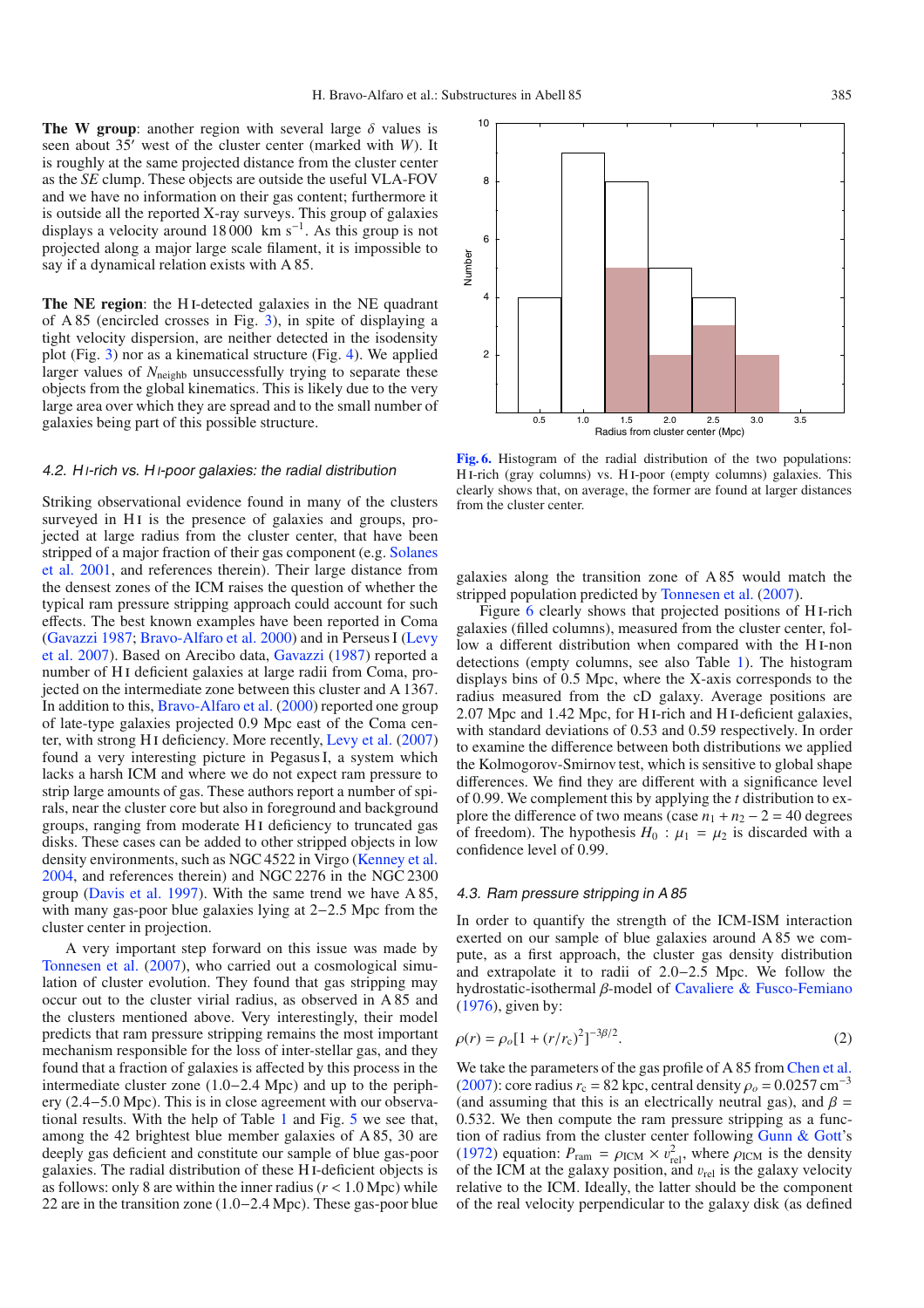**The W group**: another region with several large $\delta$ values is seen about 35′ west of the cluster center (marked with *W*). It is roughly at the same projected distance from the cluster center as the *SE* clump. These objects are outside the useful VLA-FOV and we have no information on their gas content; furthermore it is outside all the reported X-ray surveys. This group of galaxies displays a velocity around 18 000 km s$^{-1}$. As this group is not projected along a major large scale filament, it is impossible to say if a dynamical relation exists with A 85.

**The NE region**: the H I-detected galaxies in the NE quadrant of A 85 (encircled crosses in Fig. 3), in spite of displaying a tight velocity dispersion, are neither detected in the isodensity plot (Fig. 3) nor as a kinematical structure (Fig. 4). We applied larger values of $N_{\rm neighb}$ unsuccessfully trying to separate these objects from the global kinematics. This is likely due to the very large area over which they are spread and to the small number of galaxies being part of this possible structure.

### 4.2. H I-rich vs. H I-poor galaxies: the radial distribution

Striking observational evidence found in many of the clusters surveyed in H I is the presence of galaxies and groups, projected at large radius from the cluster center, that have been stripped of a major fraction of their gas component (e.g. Solanes et al. 2001, and references therein). Their large distance from the densest zones of the ICM raises the question of whether the typical ram pressure stripping approach could account for such effects. The best known examples have been reported in Coma (Gavazzi 1987; Bravo-Alfaro et al. 2000) and in Perseus I (Levy et al. 2007). Based on Arecibo data, Gavazzi (1987) reported a number of H I deficient galaxies at large radii from Coma, projected on the intermediate zone between this cluster and A 1367. In addition to this, Bravo-Alfaro et al. (2000) reported one group of late-type galaxies projected 0.9 Mpc east of the Coma center, with strong H I deficiency. More recently, Levy et al. (2007) found a very interesting picture in Pegasus I, a system which lacks a harsh ICM and where we do not expect ram pressure to strip large amounts of gas. These authors report a number of spirals, near the cluster core but also in foreground and background groups, ranging from moderate H I deficiency to truncated gas disks. These cases can be added to other stripped objects in low density environments, such as NGC 4522 in Virgo (Kenney et al. 2004, and references therein) and NGC 2276 in the NGC 2300 group (Davis et al. 1997). With the same trend we have A 85, with many gas-poor blue galaxies lying at 2–2.5 Mpc from the cluster center in projection.

A very important step forward on this issue was made by Tonnesen et al. (2007), who carried out a cosmological simulation of cluster evolution. They found that gas stripping may occur out to the cluster virial radius, as observed in A 85 and the clusters mentioned above. Very interestingly, their model predicts that ram pressure stripping remains the most important mechanism responsible for the loss of inter-stellar gas, and they found that a fraction of galaxies is affected by this process in the intermediate cluster zone (1.0–2.4 Mpc) and up to the periphery (2.4–5.0 Mpc). This is in close agreement with our observational results. With the help of Table 1 and Fig. 5 we see that, among the 42 brightest blue member galaxies of A 85, 30 are deeply gas deficient and constitute our sample of blue gas-poor galaxies. The radial distribution of these H I-deficient objects is as follows: only 8 are within the inner radius ($r < 1.0$ Mpc) while 22 are in the transition zone (1.0–2.4 Mpc). These gas-poor blue galaxies along the transition zone of A 85 would match the stripped population predicted by Tonnesen et al. (2007).

**Fig. 6.** Histogram of the radial distribution of the two populations: H I-rich (gray columns) vs. H I-poor (empty columns) galaxies. This clearly shows that, on average, the former are found at larger distances from the cluster center.

Figure 6 clearly shows that projected positions of H I-rich galaxies (filled columns), measured from the cluster center, follow a different distribution when compared with the H I-non detections (empty columns, see also Table 1). The histogram displays bins of 0.5 Mpc, where the X-axis corresponds to the radius measured from the cD galaxy. Average positions are 2.07 Mpc and 1.42 Mpc, for H I-rich and H I-deficient galaxies, with standard deviations of 0.53 and 0.59 respectively. In order to examine the difference between both distributions we applied the Kolmogorov-Smirnov test, which is sensitive to global shape differences. We find they are different with a significance level of 0.99. We complement this by applying the *t* distribution to explore the difference of two means (case $n_1 + n_2 - 2 = 40$ degrees of freedom). The hypothesis $H_0 : \mu_1 = \mu_2$ is discarded with a confidence level of 0.99.

### 4.3. Ram pressure stripping in A 85

In order to quantify the strength of the ICM-ISM interaction exerted on our sample of blue galaxies around A 85 we compute, as a first approach, the cluster gas density distribution and extrapolate it to radii of 2.0–2.5 Mpc. We follow the hydrostatic-isothermal $\beta$-model of Cavaliere & Fusco-Femiano (1976), given by:

$$\rho(r) = \rho_o [1 + (r/r_c)^2]^{-3\beta/2}. \tag{2}$$

We take the parameters of the gas profile of A 85 from Chen et al. (2007): core radius $r_c = 82$ kpc, central density $\rho_o = 0.0257$ cm$^{-3}$ (and assuming that this is an electrically neutral gas), and $\beta = 0.532$. We then compute the ram pressure stripping as a function of radius from the cluster center following Gunn & Gott's (1972) equation: $P_{\rm ram} = \rho_{\rm ICM} \times v_{\rm rel}^2$, where $\rho_{\rm ICM}$ is the density of the ICM at the galaxy position, and $v_{\rm rel}$ is the galaxy velocity relative to the ICM. Ideally, the latter should be the component of the real velocity perpendicular to the galaxy disk (as defined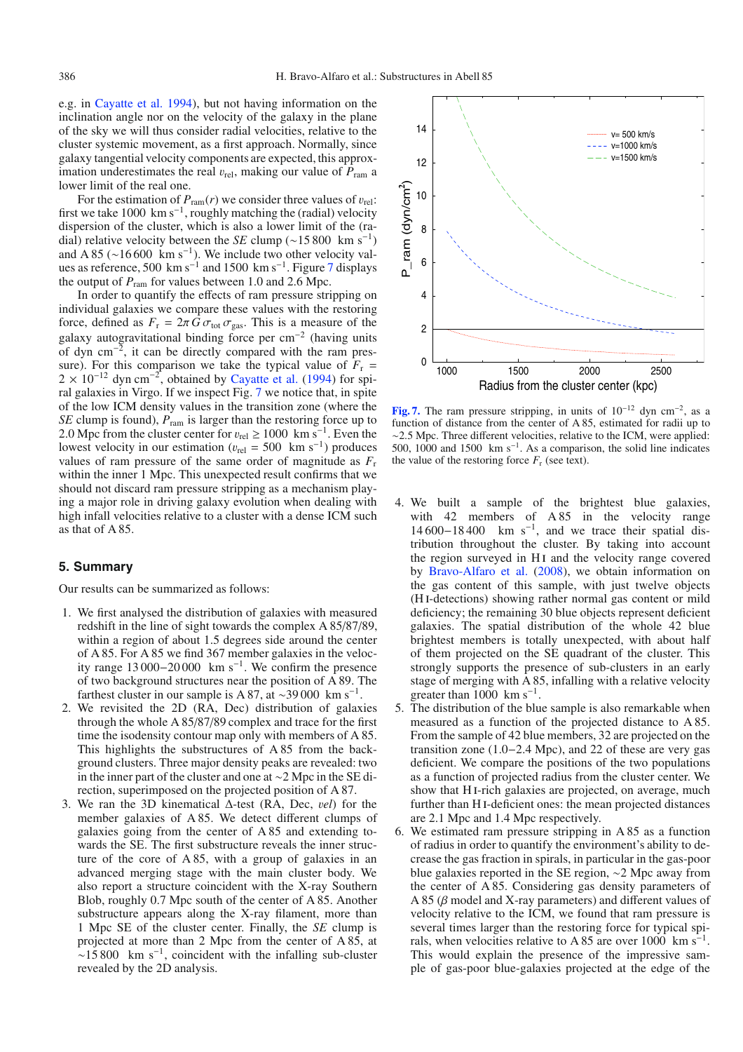e.g. in Cayatte et al. 1994), but not having information on the inclination angle nor on the velocity of the galaxy in the plane of the sky we will thus consider radial velocities, relative to the cluster systemic movement, as a first approach. Normally, since galaxy tangential velocity components are expected, this approximation underestimates the real $v_{\rm rel}$, making our value of $P_{\rm ram}$ a lower limit of the real one.

For the estimation of $P_{\rm ram}(r)$ we consider three values of $v_{\rm rel}$: first we take 1000 km s$^{-1}$, roughly matching the (radial) velocity dispersion of the cluster, which is also a lower limit of the (radial) relative velocity between the *SE* clump (∼15 800 km s$^{-1}$) and A 85 (∼16 600 km s$^{-1}$). We include two other velocity values as reference, 500 km s$^{-1}$ and 1500 km s$^{-1}$. Figure 7 displays the output of $P_{\rm ram}$ for values between 1.0 and 2.6 Mpc.

In order to quantify the effects of ram pressure stripping on individual galaxies we compare these values with the restoring force, defined as $F_{\rm r} = 2\pi G \sigma_{\rm tot} \sigma_{\rm gas}$. This is a measure of the galaxy autogravitational binding force per cm$^{-2}$ (having units of dyn cm$^{-2}$, it can be directly compared with the ram pressure). For this comparison we take the typical value of $F_{\rm r} = 2 \times 10^{-12}$ dyn cm$^{-2}$, obtained by Cayatte et al. (1994) for spiral galaxies in Virgo. If we inspect Fig. 7 we notice that, in spite of the low ICM density values in the transition zone (where the *SE* clump is found), $P_{\rm ram}$ is larger than the restoring force up to 2.0 Mpc from the cluster center for $v_{\rm rel} \geq 1000$ km s$^{-1}$. Even the lowest velocity in our estimation ($v_{\rm rel} = 500$ km s$^{-1}$) produces values of ram pressure of the same order of magnitude as $F_{\rm r}$ within the inner 1 Mpc. This unexpected result confirms that we should not discard ram pressure stripping as a mechanism playing a major role in driving galaxy evolution when dealing with high infall velocities relative to a cluster with a dense ICM such as that of A 85.

**Fig. 7.** The ram pressure stripping, in units of $10^{-12}$ dyn cm$^{-2}$, as a function of distance from the center of A 85, estimated for radii up to ∼2.5 Mpc. Three different velocities, relative to the ICM, were applied: 500, 1000 and 1500 km s$^{-1}$. As a comparison, the solid line indicates the value of the restoring force $F_{\rm r}$ (see text).

## 5. Summary

Our results can be summarized as follows:

1. We first analysed the distribution of galaxies with measured redshift in the line of sight towards the complex A 85/87/89, within a region of about 1.5 degrees side around the center of A 85. For A 85 we find 367 member galaxies in the velocity range 13 000−20 000 km s$^{-1}$. We confirm the presence of two background structures near the position of A 89. The farthest cluster in our sample is A 87, at ∼39 000 km s$^{-1}$.
2. We revisited the 2D (RA, Dec) distribution of galaxies through the whole A 85/87/89 complex and trace for the first time the isodensity contour map only with members of A 85. This highlights the substructures of A 85 from the background clusters. Three major density peaks are revealed: two in the inner part of the cluster and one at ∼2 Mpc in the SE direction, superimposed on the projected position of A 87.
3. We ran the 3D kinematical Δ-test (RA, Dec, *vel*) for the member galaxies of A 85. We detect different clumps of galaxies going from the center of A 85 and extending towards the SE. The first substructure reveals the inner structure of the core of A 85, with a group of galaxies in an advanced merging stage with the main cluster body. We also report a structure coincident with the X-ray Southern Blob, roughly 0.7 Mpc south of the center of A 85. Another substructure appears along the X-ray filament, more than 1 Mpc SE of the cluster center. Finally, the *SE* clump is projected at more than 2 Mpc from the center of A 85, at ∼15 800 km s$^{-1}$, coincident with the infalling sub-cluster revealed by the 2D analysis.
4. We built a sample of the brightest blue galaxies, with 42 members of A 85 in the velocity range 14 600−18 400 km s$^{-1}$, and we trace their spatial distribution throughout the cluster. By taking into account the region surveyed in H I and the velocity range covered by Bravo-Alfaro et al. (2008), we obtain information on the gas content of this sample, with just twelve objects (H I-detections) showing rather normal gas content or mild deficiency; the remaining 30 blue objects represent deficient galaxies. The spatial distribution of the whole 42 blue brightest members is totally unexpected, with about half of them projected on the SE quadrant of the cluster. This strongly supports the presence of sub-clusters in an early stage of merging with A 85, infalling with a relative velocity greater than 1000 km s$^{-1}$.
5. The distribution of the blue sample is also remarkable when measured as a function of the projected distance to A 85. From the sample of 42 blue members, 32 are projected on the transition zone (1.0−2.4 Mpc), and 22 of these are very gas deficient. We compare the positions of the two populations as a function of projected radius from the cluster center. We show that H I-rich galaxies are projected, on average, much further than H I-deficient ones: the mean projected distances are 2.1 Mpc and 1.4 Mpc respectively.
6. We estimated ram pressure stripping in A 85 as a function of radius in order to quantify the environment's ability to decrease the gas fraction in spirals, in particular in the gas-poor blue galaxies reported in the SE region, ∼2 Mpc away from the center of A 85. Considering gas density parameters of A 85 ($\beta$ model and X-ray parameters) and different values of velocity relative to the ICM, we found that ram pressure is several times larger than the restoring force for typical spirals, when velocities relative to A 85 are over 1000 km s$^{-1}$. This would explain the presence of the impressive sample of gas-poor blue-galaxies projected at the edge of the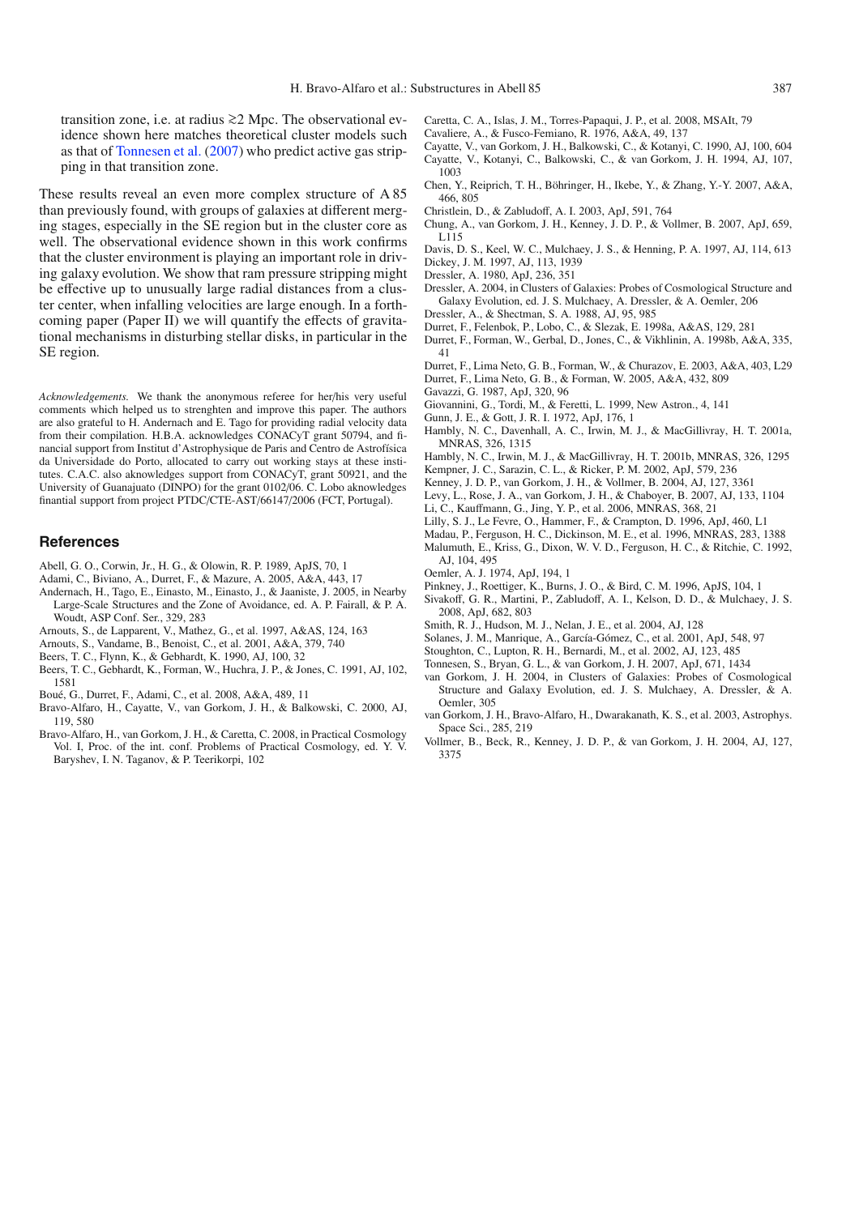transition zone, i.e. at radius $\gtrsim$2 Mpc. The observational evidence shown here matches theoretical cluster models such as that of Tonnesen et al. (2007) who predict active gas stripping in that transition zone.

These results reveal an even more complex structure of A 85 than previously found, with groups of galaxies at different merging stages, especially in the SE region but in the cluster core as well. The observational evidence shown in this work confirms that the cluster environment is playing an important role in driving galaxy evolution. We show that ram pressure stripping might be effective up to unusually large radial distances from a cluster center, when infalling velocities are large enough. In a forthcoming paper (Paper II) we will quantify the effects of gravitational mechanisms in disturbing stellar disks, in particular in the SE region.

*Acknowledgements.* We thank the anonymous referee for her/his very useful comments which helped us to strenghten and improve this paper. The authors are also grateful to H. Andernach and E. Tago for providing radial velocity data from their compilation. H.B.A. acknowledges CONACyT grant 50794, and financial support from Institut d'Astrophysique de Paris and Centro de Astrofísica da Universidade do Porto, allocated to carry out working stays at these institutes. C.A.C. also aknowledges support from CONACyT, grant 50921, and the University of Guanajuato (DINPO) for the grant 0102/06. C. Lobo aknowledges finantial support from project PTDC/CTE-AST/66147/2006 (FCT, Portugal).

## References

Abell, G. O., Corwin, Jr., H. G., & Olowin, R. P. 1989, ApJS, 70, 1

Adami, C., Biviano, A., Durret, F., & Mazure, A. 2005, A&A, 443, 17

Andernach, H., Tago, E., Einasto, M., Einasto, J., & Jaaniste, J. 2005, in Nearby Large-Scale Structures and the Zone of Avoidance, ed. A. P. Fairall, & P. A. Woudt, ASP Conf. Ser., 329, 283

Arnouts, S., de Lapparent, V., Mathez, G., et al. 1997, A&AS, 124, 163

Arnouts, S., Vandame, B., Benoist, C., et al. 2001, A&A, 379, 740

Beers, T. C., Flynn, K., & Gebhardt, K. 1990, AJ, 100, 32

Beers, T. C., Gebhardt, K., Forman, W., Huchra, J. P., & Jones, C. 1991, AJ, 102, 1581

Boué, G., Durret, F., Adami, C., et al. 2008, A&A, 489, 11

Bravo-Alfaro, H., Cayatte, V., van Gorkom, J. H., & Balkowski, C. 2000, AJ, 119, 580

Bravo-Alfaro, H., van Gorkom, J. H., & Caretta, C. 2008, in Practical Cosmology Vol. I, Proc. of the int. conf. Problems of Practical Cosmology, ed. Y. V. Baryshev, I. N. Taganov, & P. Teerikorpi, 102

Caretta, C. A., Islas, J. M., Torres-Papaqui, J. P., et al. 2008, MSAIt, 79

Cavaliere, A., & Fusco-Femiano, R. 1976, A&A, 49, 137

Cayatte, V., van Gorkom, J. H., Balkowski, C., & Kotanyi, C. 1990, AJ, 100, 604

Cayatte, V., Kotanyi, C., Balkowski, C., & van Gorkom, J. H. 1994, AJ, 107, 1003

Chen, Y., Reiprich, T. H., Böhringer, H., Ikebe, Y., & Zhang, Y.-Y. 2007, A&A, 466, 805

Christlein, D., & Zabludoff, A. I. 2003, ApJ, 591, 764

Chung, A., van Gorkom, J. H., Kenney, J. D. P., & Vollmer, B. 2007, ApJ, 659, L115

Davis, D. S., Keel, W. C., Mulchaey, J. S., & Henning, P. A. 1997, AJ, 114, 613

Dickey, J. M. 1997, AJ, 113, 1939

Dressler, A. 1980, ApJ, 236, 351

Dressler, A. 2004, in Clusters of Galaxies: Probes of Cosmological Structure and Galaxy Evolution, ed. J. S. Mulchaey, A. Dressler, & A. Oemler, 206

Dressler, A., & Shectman, S. A. 1988, AJ, 95, 985

Durret, F., Felenbok, P., Lobo, C., & Slezak, E. 1998a, A&AS, 129, 281

Durret, F., Forman, W., Gerbal, D., Jones, C., & Vikhlinin, A. 1998b, A&A, 335, 41

Durret, F., Lima Neto, G. B., Forman, W., & Churazov, E. 2003, A&A, 403, L29

Durret, F., Lima Neto, G. B., & Forman, W. 2005, A&A, 432, 809

Gavazzi, G. 1987, ApJ, 320, 96

Giovannini, G., Tordi, M., & Feretti, L. 1999, New Astron., 4, 141

Gunn, J. E., & Gott, J. R. I. 1972, ApJ, 176, 1

Hambly, N. C., Davenhall, A. C., Irwin, M. J., & MacGillivray, H. T. 2001a, MNRAS, 326, 1315

Hambly, N. C., Irwin, M. J., & MacGillivray, H. T. 2001b, MNRAS, 326, 1295

Kempner, J. C., Sarazin, C. L., & Ricker, P. M. 2002, ApJ, 579, 236

Kenney, J. D. P., van Gorkom, J. H., & Vollmer, B. 2004, AJ, 127, 3361

Levy, L., Rose, J. A., van Gorkom, J. H., & Chaboyer, B. 2007, AJ, 133, 1104

Li, C., Kauffmann, G., Jing, Y. P., et al. 2006, MNRAS, 368, 21

Lilly, S. J., Le Fevre, O., Hammer, F., & Crampton, D. 1996, ApJ, 460, L1

Madau, P., Ferguson, H. C., Dickinson, M. E., et al. 1996, MNRAS, 283, 1388

Malumuth, E., Kriss, G., Dixon, W. V. D., Ferguson, H. C., & Ritchie, C. 1992, AJ, 104, 495

Oemler, A. J. 1974, ApJ, 194, 1

Pinkney, J., Roettiger, K., Burns, J. O., & Bird, C. M. 1996, ApJS, 104, 1

Sivakoff, G. R., Martini, P., Zabludoff, A. I., Kelson, D. D., & Mulchaey, J. S. 2008, ApJ, 682, 803

Smith, R. J., Hudson, M. J., Nelan, J. E., et al. 2004, AJ, 128

Solanes, J. M., Manrique, A., García-Gómez, C., et al. 2001, ApJ, 548, 97

Stoughton, C., Lupton, R. H., Bernardi, M., et al. 2002, AJ, 123, 485

Tonnesen, S., Bryan, G. L., & van Gorkom, J. H. 2007, ApJ, 671, 1434

van Gorkom, J. H. 2004, in Clusters of Galaxies: Probes of Cosmological Structure and Galaxy Evolution, ed. J. S. Mulchaey, A. Dressler, & A. Oemler, 305

van Gorkom, J. H., Bravo-Alfaro, H., Dwarakanath, K. S., et al. 2003, Astrophys. Space Sci., 285, 219

Vollmer, B., Beck, R., Kenney, J. D. P., & van Gorkom, J. H. 2004, AJ, 127, 3375